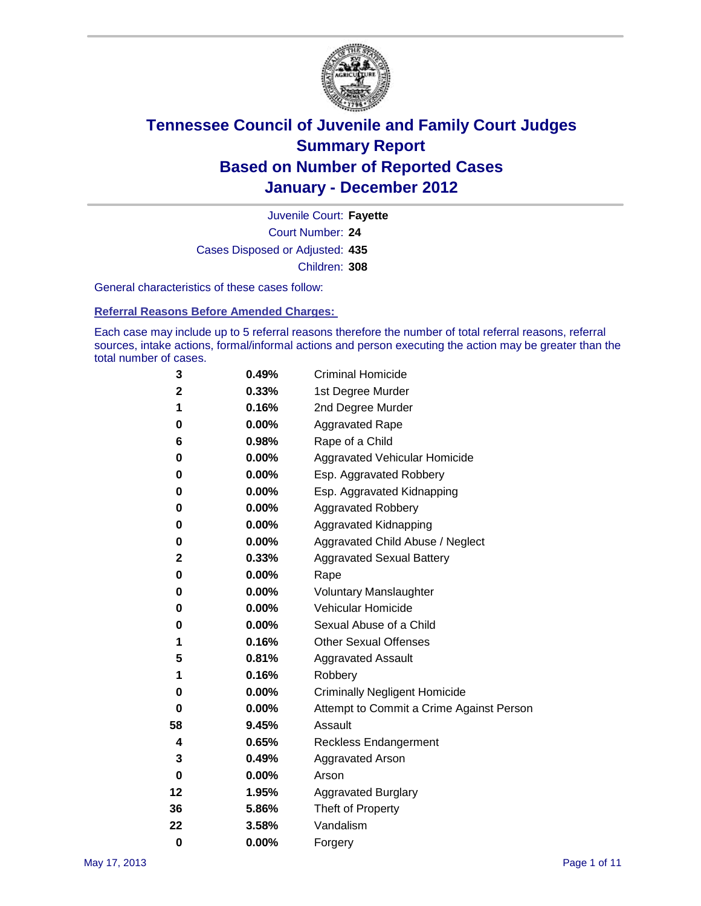# Tennessee Council of Juvenile and Family Court Judges
## Summary Report
## Based on Number of Reported Cases
## January - December 2012

Juvenile Court: **Fayette**

Court Number: **24**

Cases Disposed or Adjusted: **435**

Children: **308**

General characteristics of these cases follow:

### Referral Reasons Before Amended Charges:

Each case may include up to 5 referral reasons therefore the number of total referral reasons, referral sources, intake actions, formal/informal actions and person executing the action may be greater than the total number of cases.

| Count | Percent | Referral Reason |
|---|---|---|
| 3 | 0.49% | Criminal Homicide |
| 2 | 0.33% | 1st Degree Murder |
| 1 | 0.16% | 2nd Degree Murder |
| 0 | 0.00% | Aggravated Rape |
| 6 | 0.98% | Rape of a Child |
| 0 | 0.00% | Aggravated Vehicular Homicide |
| 0 | 0.00% | Esp. Aggravated Robbery |
| 0 | 0.00% | Esp. Aggravated Kidnapping |
| 0 | 0.00% | Aggravated Robbery |
| 0 | 0.00% | Aggravated Kidnapping |
| 0 | 0.00% | Aggravated Child Abuse / Neglect |
| 2 | 0.33% | Aggravated Sexual Battery |
| 0 | 0.00% | Rape |
| 0 | 0.00% | Voluntary Manslaughter |
| 0 | 0.00% | Vehicular Homicide |
| 0 | 0.00% | Sexual Abuse of a Child |
| 1 | 0.16% | Other Sexual Offenses |
| 5 | 0.81% | Aggravated Assault |
| 1 | 0.16% | Robbery |
| 0 | 0.00% | Criminally Negligent Homicide |
| 0 | 0.00% | Attempt to Commit a Crime Against Person |
| 58 | 9.45% | Assault |
| 4 | 0.65% | Reckless Endangerment |
| 3 | 0.49% | Aggravated Arson |
| 0 | 0.00% | Arson |
| 12 | 1.95% | Aggravated Burglary |
| 36 | 5.86% | Theft of Property |
| 22 | 3.58% | Vandalism |
| 0 | 0.00% | Forgery |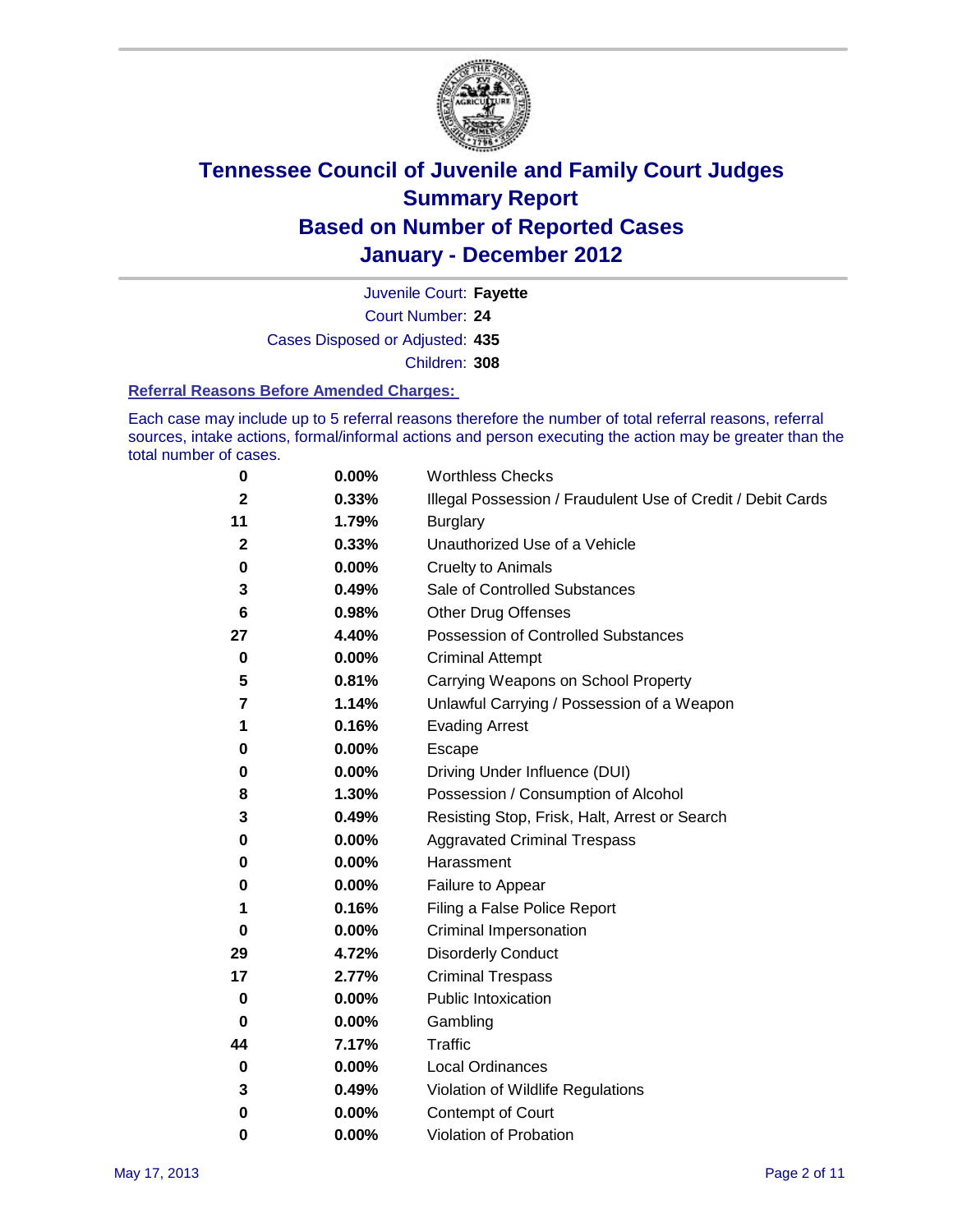# Tennessee Council of Juvenile and Family Court Judges
## Summary Report
## Based on Number of Reported Cases
## January - December 2012

Juvenile Court: **Fayette**
Court Number: **24**
Cases Disposed or Adjusted: **435**
Children: **308**

### Referral Reasons Before Amended Charges:

Each case may include up to 5 referral reasons therefore the number of total referral reasons, referral sources, intake actions, formal/informal actions and person executing the action may be greater than the total number of cases.

| Count | Percent | Referral Reason |
|---|---|---|
| 0 | 0.00% | Worthless Checks |
| 2 | 0.33% | Illegal Possession / Fraudulent Use of Credit / Debit Cards |
| 11 | 1.79% | Burglary |
| 2 | 0.33% | Unauthorized Use of a Vehicle |
| 0 | 0.00% | Cruelty to Animals |
| 3 | 0.49% | Sale of Controlled Substances |
| 6 | 0.98% | Other Drug Offenses |
| 27 | 4.40% | Possession of Controlled Substances |
| 0 | 0.00% | Criminal Attempt |
| 5 | 0.81% | Carrying Weapons on School Property |
| 7 | 1.14% | Unlawful Carrying / Possession of a Weapon |
| 1 | 0.16% | Evading Arrest |
| 0 | 0.00% | Escape |
| 0 | 0.00% | Driving Under Influence (DUI) |
| 8 | 1.30% | Possession / Consumption of Alcohol |
| 3 | 0.49% | Resisting Stop, Frisk, Halt, Arrest or Search |
| 0 | 0.00% | Aggravated Criminal Trespass |
| 0 | 0.00% | Harassment |
| 0 | 0.00% | Failure to Appear |
| 1 | 0.16% | Filing a False Police Report |
| 0 | 0.00% | Criminal Impersonation |
| 29 | 4.72% | Disorderly Conduct |
| 17 | 2.77% | Criminal Trespass |
| 0 | 0.00% | Public Intoxication |
| 0 | 0.00% | Gambling |
| 44 | 7.17% | Traffic |
| 0 | 0.00% | Local Ordinances |
| 3 | 0.49% | Violation of Wildlife Regulations |
| 0 | 0.00% | Contempt of Court |
| 0 | 0.00% | Violation of Probation |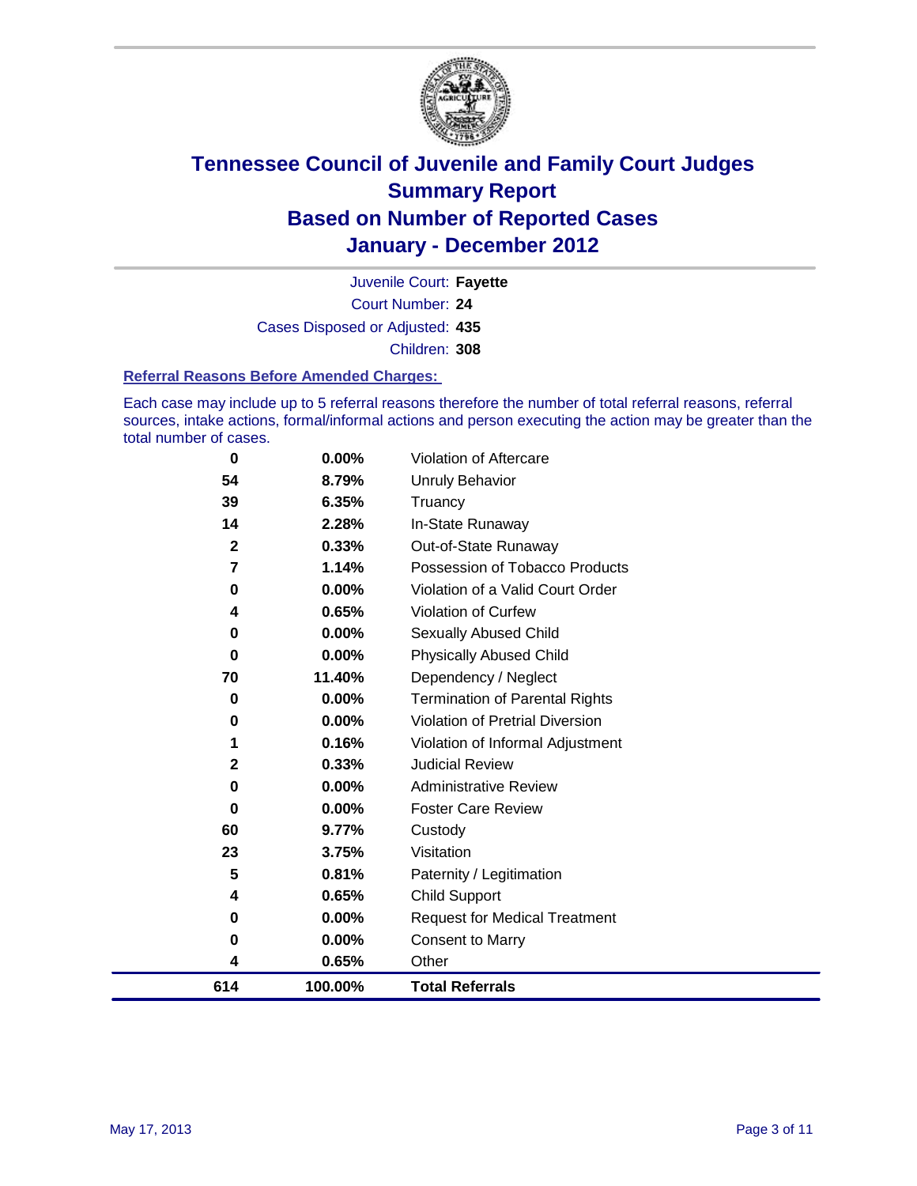# Tennessee Council of Juvenile and Family Court Judges
## Summary Report
## Based on Number of Reported Cases
## January - December 2012

Juvenile Court: **Fayette**

Court Number: **24**

Cases Disposed or Adjusted: **435**

Children: **308**

### Referral Reasons Before Amended Charges:

Each case may include up to 5 referral reasons therefore the number of total referral reasons, referral sources, intake actions, formal/informal actions and person executing the action may be greater than the total number of cases.

| Count | Percent | Referral Reason |
|---|---|---|
| 0 | 0.00% | Violation of Aftercare |
| 54 | 8.79% | Unruly Behavior |
| 39 | 6.35% | Truancy |
| 14 | 2.28% | In-State Runaway |
| 2 | 0.33% | Out-of-State Runaway |
| 7 | 1.14% | Possession of Tobacco Products |
| 0 | 0.00% | Violation of a Valid Court Order |
| 4 | 0.65% | Violation of Curfew |
| 0 | 0.00% | Sexually Abused Child |
| 0 | 0.00% | Physically Abused Child |
| 70 | 11.40% | Dependency / Neglect |
| 0 | 0.00% | Termination of Parental Rights |
| 0 | 0.00% | Violation of Pretrial Diversion |
| 1 | 0.16% | Violation of Informal Adjustment |
| 2 | 0.33% | Judicial Review |
| 0 | 0.00% | Administrative Review |
| 0 | 0.00% | Foster Care Review |
| 60 | 9.77% | Custody |
| 23 | 3.75% | Visitation |
| 5 | 0.81% | Paternity / Legitimation |
| 4 | 0.65% | Child Support |
| 0 | 0.00% | Request for Medical Treatment |
| 0 | 0.00% | Consent to Marry |
| 4 | 0.65% | Other |
| **614** | **100.00%** | **Total Referrals** |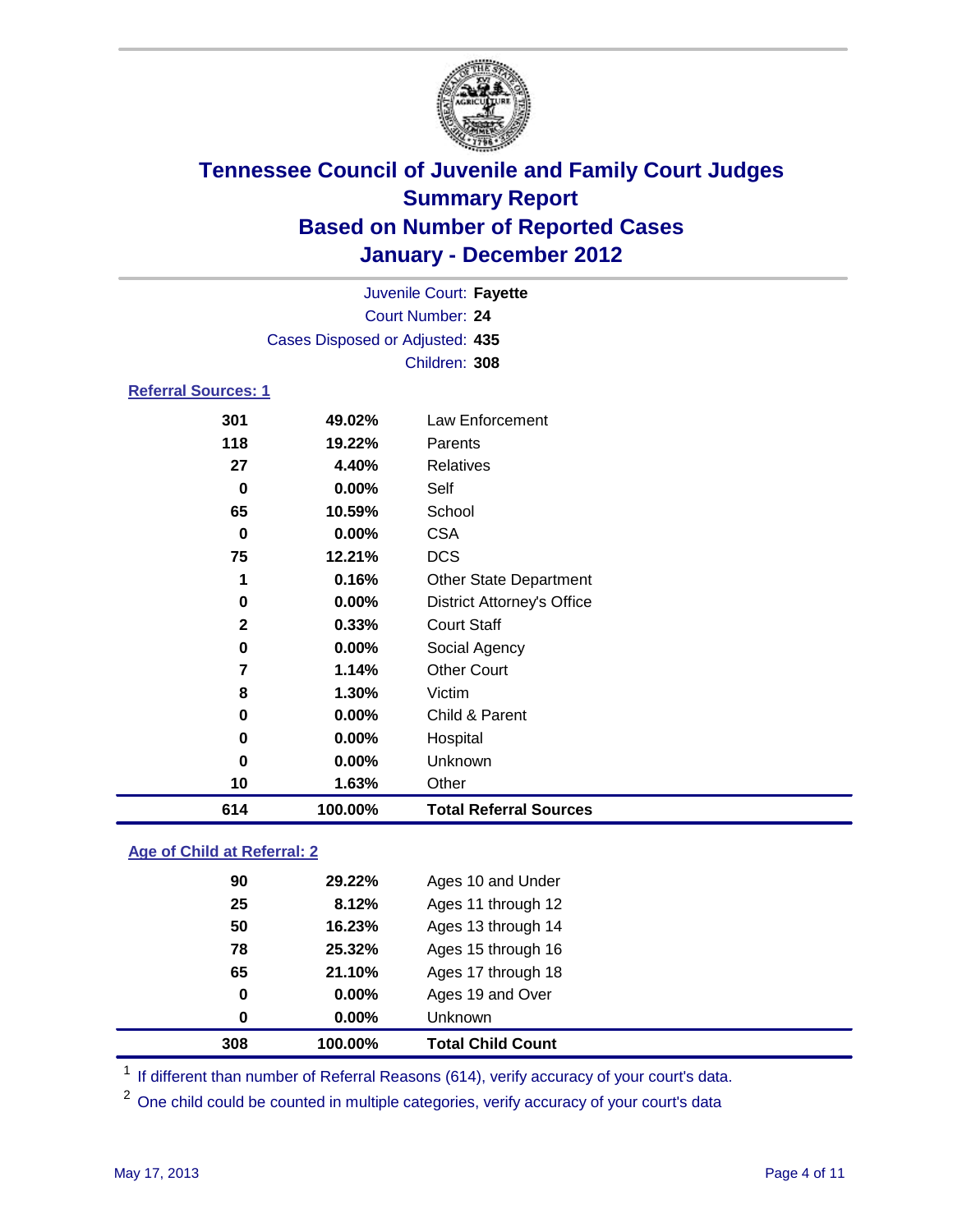# Tennessee Council of Juvenile and Family Court Judges
## Summary Report
## Based on Number of Reported Cases
## January - December 2012

Juvenile Court: **Fayette**
Court Number: **24**
Cases Disposed or Adjusted: **435**
Children: **308**

### Referral Sources: 1

| Count | Percent | Source |
|---|---|---|
| 301 | 49.02% | Law Enforcement |
| 118 | 19.22% | Parents |
| 27 | 4.40% | Relatives |
| 0 | 0.00% | Self |
| 65 | 10.59% | School |
| 0 | 0.00% | CSA |
| 75 | 12.21% | DCS |
| 1 | 0.16% | Other State Department |
| 0 | 0.00% | District Attorney's Office |
| 2 | 0.33% | Court Staff |
| 0 | 0.00% | Social Agency |
| 7 | 1.14% | Other Court |
| 8 | 1.30% | Victim |
| 0 | 0.00% | Child & Parent |
| 0 | 0.00% | Hospital |
| 0 | 0.00% | Unknown |
| 10 | 1.63% | Other |
| **614** | **100.00%** | **Total Referral Sources** |

### Age of Child at Referral: 2

| Count | Percent | Age |
|---|---|---|
| 90 | 29.22% | Ages 10 and Under |
| 25 | 8.12% | Ages 11 through 12 |
| 50 | 16.23% | Ages 13 through 14 |
| 78 | 25.32% | Ages 15 through 16 |
| 65 | 21.10% | Ages 17 through 18 |
| 0 | 0.00% | Ages 19 and Over |
| 0 | 0.00% | Unknown |
| **308** | **100.00%** | **Total Child Count** |

[1] If different than number of Referral Reasons (614), verify accuracy of your court's data.

[2] One child could be counted in multiple categories, verify accuracy of your court's data

May 17, 2013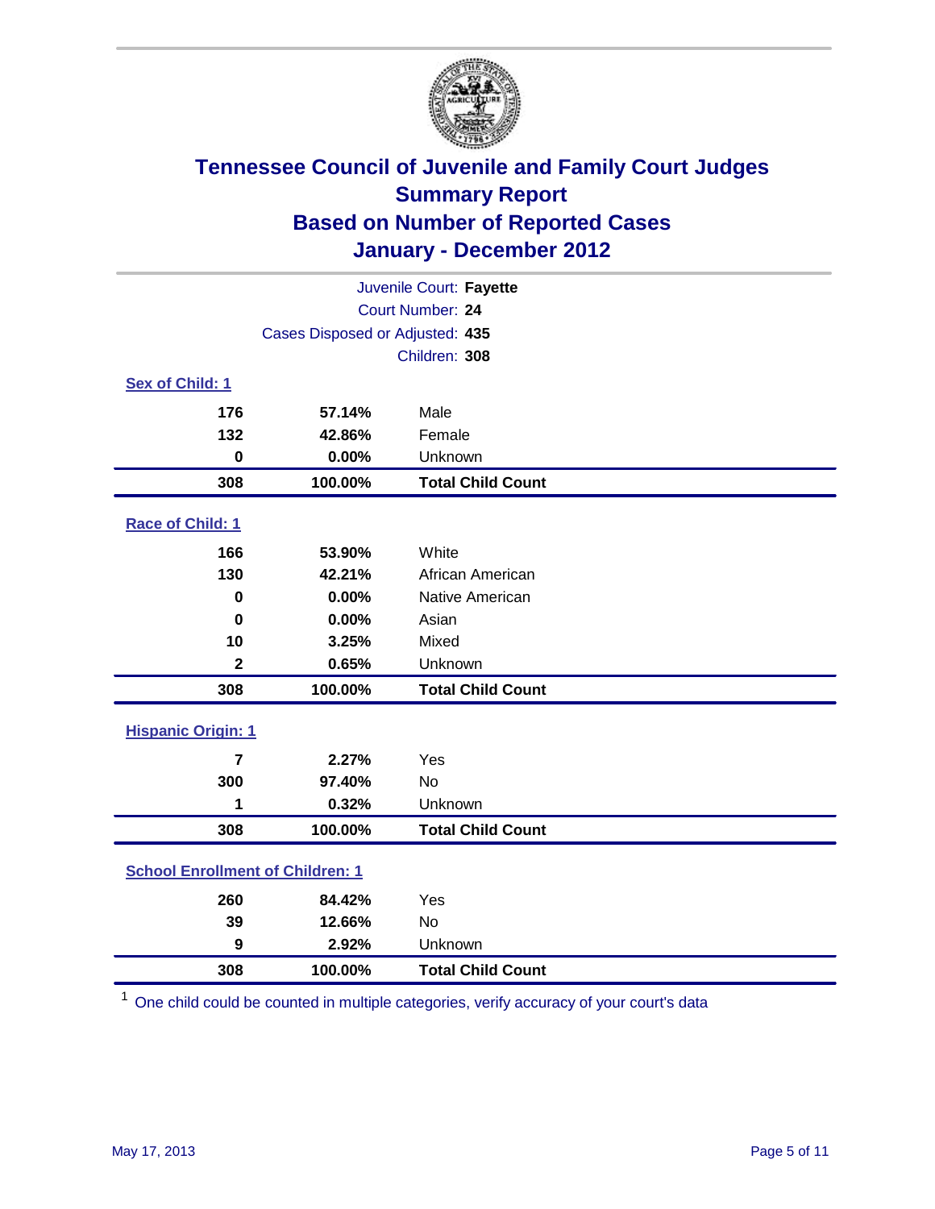# Tennessee Council of Juvenile and Family Court Judges
## Summary Report
## Based on Number of Reported Cases
## January - December 2012

Juvenile Court: **Fayette**
Court Number: **24**
Cases Disposed or Adjusted: **435**
Children: **308**

### Sex of Child: 1

| | | |
|---|---|---|
| **176** | **57.14%** | Male |
| **132** | **42.86%** | Female |
| **0** | **0.00%** | Unknown |
| **308** | **100.00%** | **Total Child Count** |

### Race of Child: 1

| | | |
|---|---|---|
| **166** | **53.90%** | White |
| **130** | **42.21%** | African American |
| **0** | **0.00%** | Native American |
| **0** | **0.00%** | Asian |
| **10** | **3.25%** | Mixed |
| **2** | **0.65%** | Unknown |
| **308** | **100.00%** | **Total Child Count** |

### Hispanic Origin: 1

| | | |
|---|---|---|
| **7** | **2.27%** | Yes |
| **300** | **97.40%** | No |
| **1** | **0.32%** | Unknown |
| **308** | **100.00%** | **Total Child Count** |

### School Enrollment of Children: 1

| | | |
|---|---|---|
| **260** | **84.42%** | Yes |
| **39** | **12.66%** | No |
| **9** | **2.92%** | Unknown |
| **308** | **100.00%** | **Total Child Count** |

[1] One child could be counted in multiple categories, verify accuracy of your court's data

May 17, 2013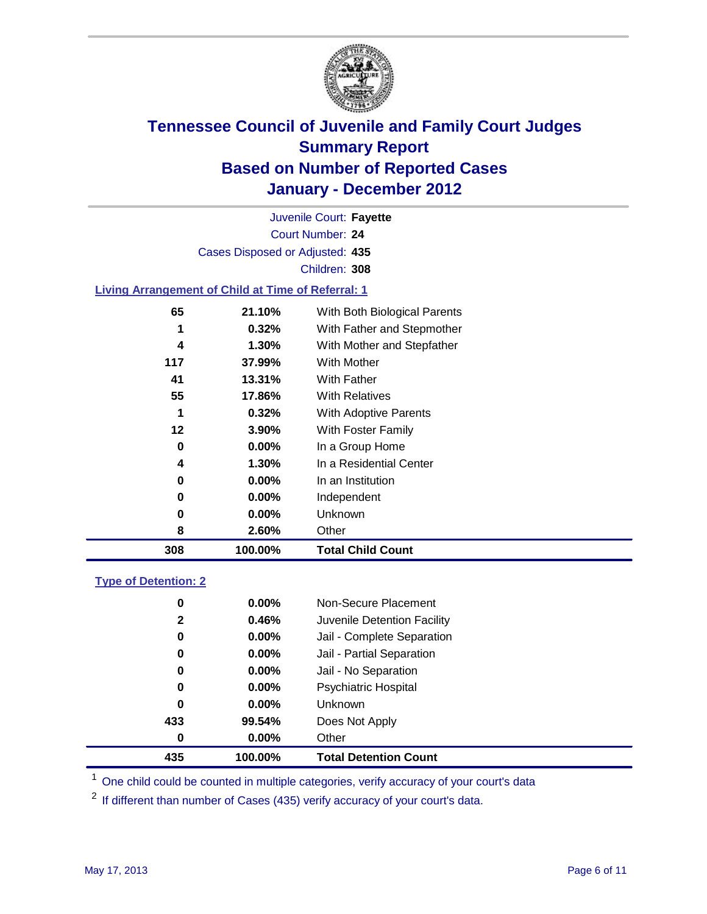# Tennessee Council of Juvenile and Family Court Judges
## Summary Report
## Based on Number of Reported Cases
## January - December 2012

Juvenile Court: **Fayette**
Court Number: **24**
Cases Disposed or Adjusted: **435**
Children: **308**

### Living Arrangement of Child at Time of Referral: 1

| Count | Percent | Category |
|---|---|---|
| 65 | 21.10% | With Both Biological Parents |
| 1 | 0.32% | With Father and Stepmother |
| 4 | 1.30% | With Mother and Stepfather |
| 117 | 37.99% | With Mother |
| 41 | 13.31% | With Father |
| 55 | 17.86% | With Relatives |
| 1 | 0.32% | With Adoptive Parents |
| 12 | 3.90% | With Foster Family |
| 0 | 0.00% | In a Group Home |
| 4 | 1.30% | In a Residential Center |
| 0 | 0.00% | In an Institution |
| 0 | 0.00% | Independent |
| 0 | 0.00% | Unknown |
| 8 | 2.60% | Other |
| **308** | **100.00%** | **Total Child Count** |

### Type of Detention: 2

| Count | Percent | Category |
|---|---|---|
| 0 | 0.00% | Non-Secure Placement |
| 2 | 0.46% | Juvenile Detention Facility |
| 0 | 0.00% | Jail - Complete Separation |
| 0 | 0.00% | Jail - Partial Separation |
| 0 | 0.00% | Jail - No Separation |
| 0 | 0.00% | Psychiatric Hospital |
| 0 | 0.00% | Unknown |
| 433 | 99.54% | Does Not Apply |
| 0 | 0.00% | Other |
| **435** | **100.00%** | **Total Detention Count** |

[1] One child could be counted in multiple categories, verify accuracy of your court's data

[2] If different than number of Cases (435) verify accuracy of your court's data.

May 17, 2013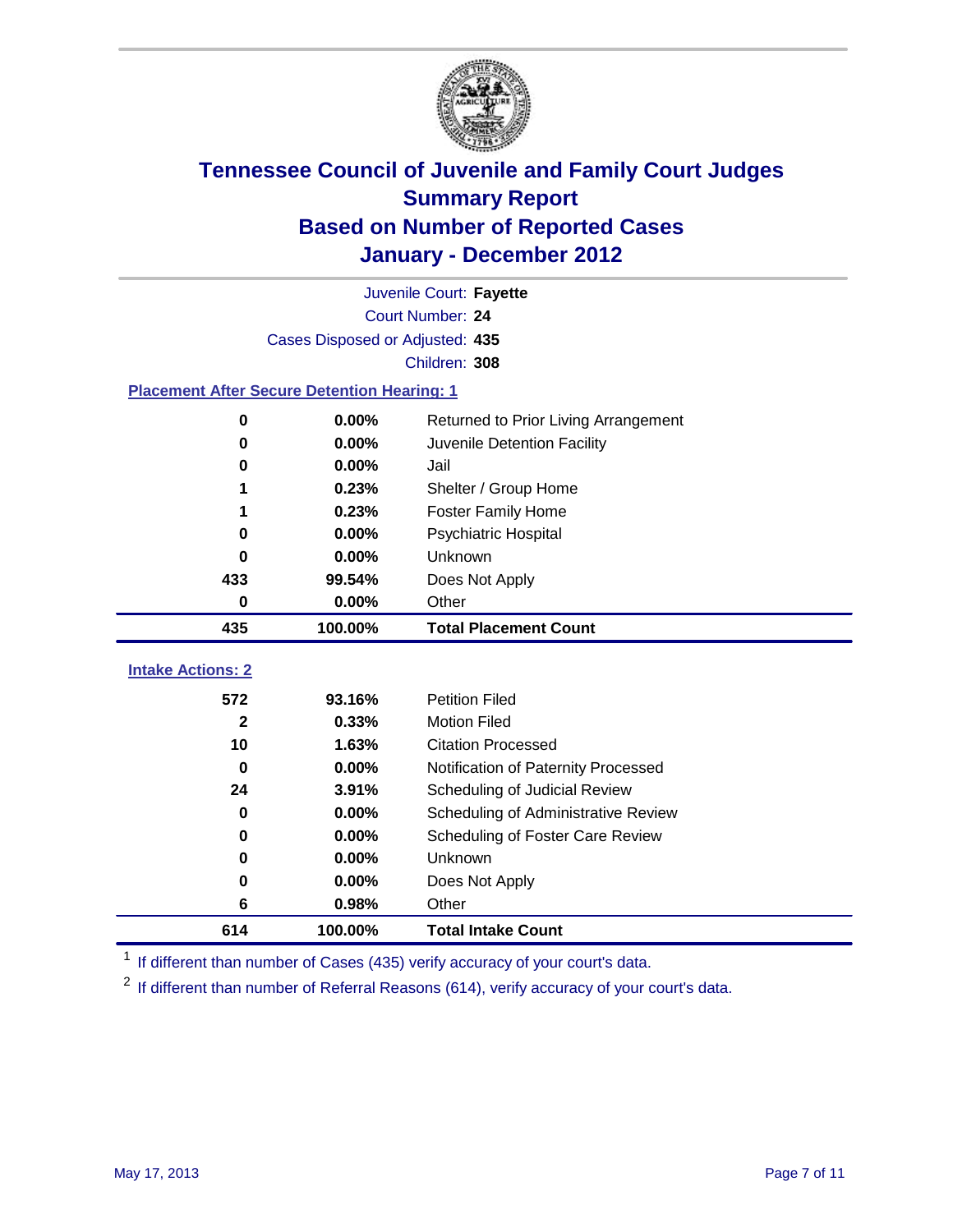# Tennessee Council of Juvenile and Family Court Judges
## Summary Report
## Based on Number of Reported Cases
## January - December 2012

Juvenile Court: **Fayette**

Court Number: **24**

Cases Disposed or Adjusted: **435**

Children: **308**

### Placement After Secure Detention Hearing: 1

| Count | Percent | Placement |
|---|---|---|
| 0 | 0.00% | Returned to Prior Living Arrangement |
| 0 | 0.00% | Juvenile Detention Facility |
| 0 | 0.00% | Jail |
| 1 | 0.23% | Shelter / Group Home |
| 1 | 0.23% | Foster Family Home |
| 0 | 0.00% | Psychiatric Hospital |
| 0 | 0.00% | Unknown |
| 433 | 99.54% | Does Not Apply |
| 0 | 0.00% | Other |
| **435** | **100.00%** | **Total Placement Count** |

### Intake Actions: 2

| Count | Percent | Intake Action |
|---|---|---|
| 572 | 93.16% | Petition Filed |
| 2 | 0.33% | Motion Filed |
| 10 | 1.63% | Citation Processed |
| 0 | 0.00% | Notification of Paternity Processed |
| 24 | 3.91% | Scheduling of Judicial Review |
| 0 | 0.00% | Scheduling of Administrative Review |
| 0 | 0.00% | Scheduling of Foster Care Review |
| 0 | 0.00% | Unknown |
| 0 | 0.00% | Does Not Apply |
| 6 | 0.98% | Other |
| **614** | **100.00%** | **Total Intake Count** |

[1] If different than number of Cases (435) verify accuracy of your court's data.

[2] If different than number of Referral Reasons (614), verify accuracy of your court's data.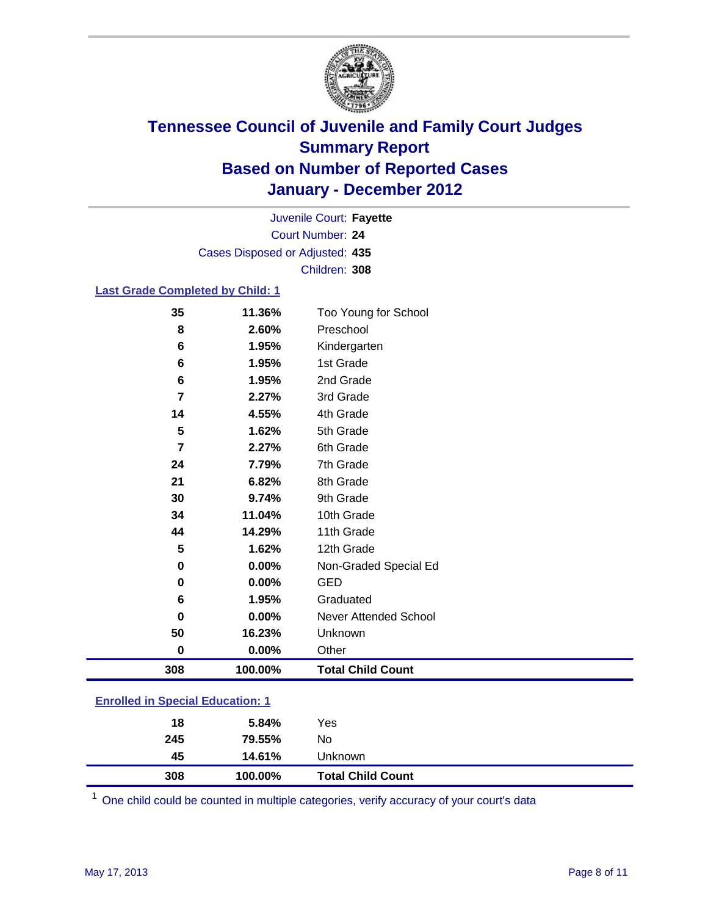# Tennessee Council of Juvenile and Family Court Judges
## Summary Report
## Based on Number of Reported Cases
## January - December 2012

Juvenile Court: **Fayette**
Court Number: **24**
Cases Disposed or Adjusted: **435**
Children: **308**

### Last Grade Completed by Child: 1

| Count | Percent | Category |
|---|---|---|
| 35 | 11.36% | Too Young for School |
| 8 | 2.60% | Preschool |
| 6 | 1.95% | Kindergarten |
| 6 | 1.95% | 1st Grade |
| 6 | 1.95% | 2nd Grade |
| 7 | 2.27% | 3rd Grade |
| 14 | 4.55% | 4th Grade |
| 5 | 1.62% | 5th Grade |
| 7 | 2.27% | 6th Grade |
| 24 | 7.79% | 7th Grade |
| 21 | 6.82% | 8th Grade |
| 30 | 9.74% | 9th Grade |
| 34 | 11.04% | 10th Grade |
| 44 | 14.29% | 11th Grade |
| 5 | 1.62% | 12th Grade |
| 0 | 0.00% | Non-Graded Special Ed |
| 0 | 0.00% | GED |
| 6 | 1.95% | Graduated |
| 0 | 0.00% | Never Attended School |
| 50 | 16.23% | Unknown |
| 0 | 0.00% | Other |
| **308** | **100.00%** | **Total Child Count** |

### Enrolled in Special Education: 1

| Count | Percent | Category |
|---|---|---|
| 18 | 5.84% | Yes |
| 245 | 79.55% | No |
| 45 | 14.61% | Unknown |
| **308** | **100.00%** | **Total Child Count** |

[1] One child could be counted in multiple categories, verify accuracy of your court's data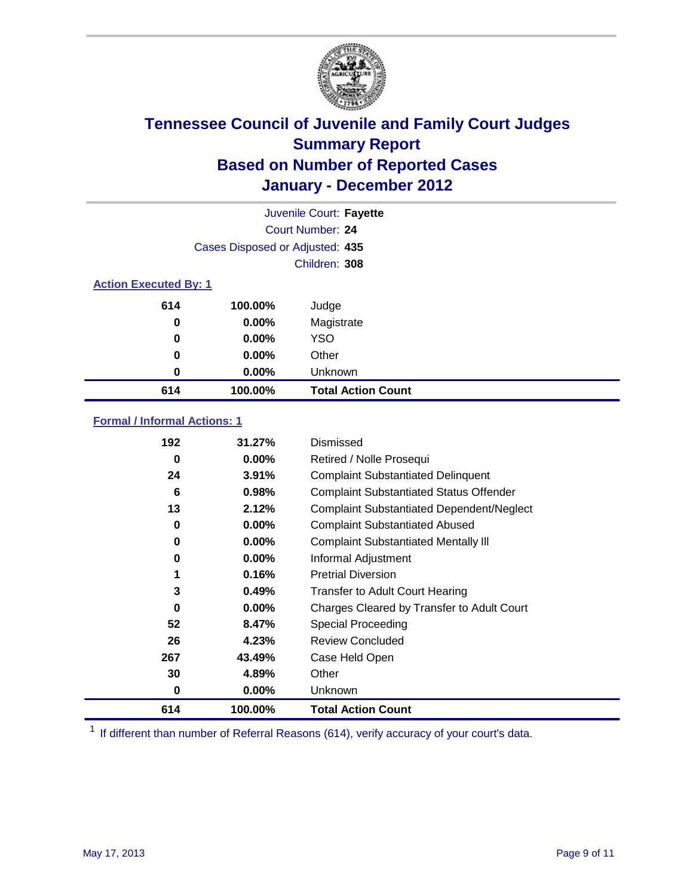# Tennessee Council of Juvenile and Family Court Judges
## Summary Report
## Based on Number of Reported Cases
## January - December 2012

Juvenile Court: **Fayette**
Court Number: **24**
Cases Disposed or Adjusted: **435**
Children: **308**

### Action Executed By: 1

| | | |
|---|---|---|
| 614 | 100.00% | Judge |
| 0 | 0.00% | Magistrate |
| 0 | 0.00% | YSO |
| 0 | 0.00% | Other |
| 0 | 0.00% | Unknown |
| **614** | **100.00%** | **Total Action Count** |

### Formal / Informal Actions: 1

| | | |
|---|---|---|
| 192 | 31.27% | Dismissed |
| 0 | 0.00% | Retired / Nolle Prosequi |
| 24 | 3.91% | Complaint Substantiated Delinquent |
| 6 | 0.98% | Complaint Substantiated Status Offender |
| 13 | 2.12% | Complaint Substantiated Dependent/Neglect |
| 0 | 0.00% | Complaint Substantiated Abused |
| 0 | 0.00% | Complaint Substantiated Mentally Ill |
| 0 | 0.00% | Informal Adjustment |
| 1 | 0.16% | Pretrial Diversion |
| 3 | 0.49% | Transfer to Adult Court Hearing |
| 0 | 0.00% | Charges Cleared by Transfer to Adult Court |
| 52 | 8.47% | Special Proceeding |
| 26 | 4.23% | Review Concluded |
| 267 | 43.49% | Case Held Open |
| 30 | 4.89% | Other |
| 0 | 0.00% | Unknown |
| **614** | **100.00%** | **Total Action Count** |

[1] If different than number of Referral Reasons (614), verify accuracy of your court's data.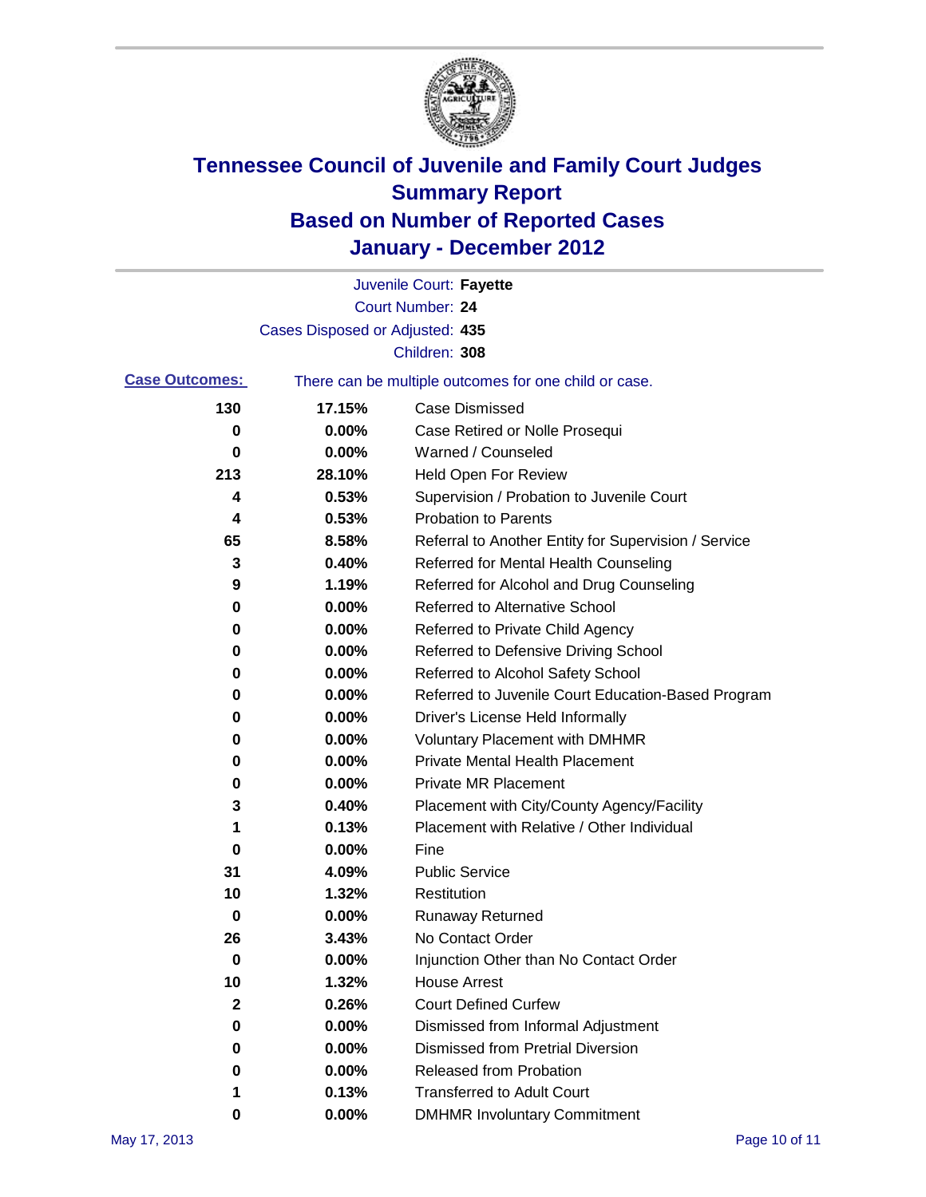# Tennessee Council of Juvenile and Family Court Judges
# Summary Report
# Based on Number of Reported Cases
# January - December 2012

Juvenile Court: **Fayette**

Court Number: **24**

Cases Disposed or Adjusted: **435**

Children: **308**

**Case Outcomes:** There can be multiple outcomes for one child or case.

| Count | Percent | Outcome |
|---|---|---|
| 130 | 17.15% | Case Dismissed |
| 0 | 0.00% | Case Retired or Nolle Prosequi |
| 0 | 0.00% | Warned / Counseled |
| 213 | 28.10% | Held Open For Review |
| 4 | 0.53% | Supervision / Probation to Juvenile Court |
| 4 | 0.53% | Probation to Parents |
| 65 | 8.58% | Referral to Another Entity for Supervision / Service |
| 3 | 0.40% | Referred for Mental Health Counseling |
| 9 | 1.19% | Referred for Alcohol and Drug Counseling |
| 0 | 0.00% | Referred to Alternative School |
| 0 | 0.00% | Referred to Private Child Agency |
| 0 | 0.00% | Referred to Defensive Driving School |
| 0 | 0.00% | Referred to Alcohol Safety School |
| 0 | 0.00% | Referred to Juvenile Court Education-Based Program |
| 0 | 0.00% | Driver's License Held Informally |
| 0 | 0.00% | Voluntary Placement with DMHMR |
| 0 | 0.00% | Private Mental Health Placement |
| 0 | 0.00% | Private MR Placement |
| 3 | 0.40% | Placement with City/County Agency/Facility |
| 1 | 0.13% | Placement with Relative / Other Individual |
| 0 | 0.00% | Fine |
| 31 | 4.09% | Public Service |
| 10 | 1.32% | Restitution |
| 0 | 0.00% | Runaway Returned |
| 26 | 3.43% | No Contact Order |
| 0 | 0.00% | Injunction Other than No Contact Order |
| 10 | 1.32% | House Arrest |
| 2 | 0.26% | Court Defined Curfew |
| 0 | 0.00% | Dismissed from Informal Adjustment |
| 0 | 0.00% | Dismissed from Pretrial Diversion |
| 0 | 0.00% | Released from Probation |
| 1 | 0.13% | Transferred to Adult Court |
| 0 | 0.00% | DMHMR Involuntary Commitment |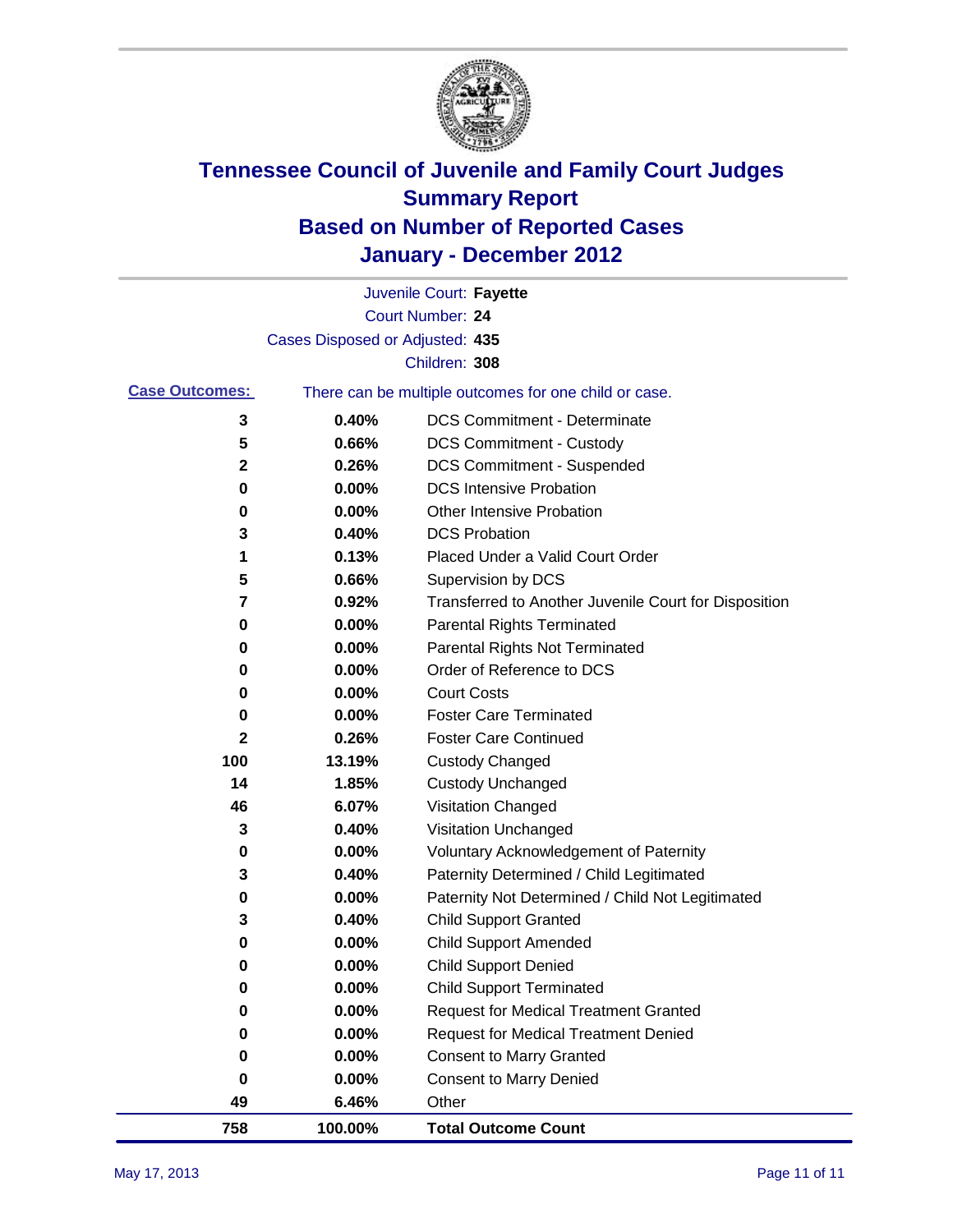# Tennessee Council of Juvenile and Family Court Judges
## Summary Report
## Based on Number of Reported Cases
## January - December 2012

Juvenile Court: **Fayette**

Court Number: **24**

Cases Disposed or Adjusted: **435**

Children: **308**

**Case Outcomes:** There can be multiple outcomes for one child or case.

| | | |
|---|---|---|
| 3 | 0.40% | DCS Commitment - Determinate |
| 5 | 0.66% | DCS Commitment - Custody |
| 2 | 0.26% | DCS Commitment - Suspended |
| 0 | 0.00% | DCS Intensive Probation |
| 0 | 0.00% | Other Intensive Probation |
| 3 | 0.40% | DCS Probation |
| 1 | 0.13% | Placed Under a Valid Court Order |
| 5 | 0.66% | Supervision by DCS |
| 7 | 0.92% | Transferred to Another Juvenile Court for Disposition |
| 0 | 0.00% | Parental Rights Terminated |
| 0 | 0.00% | Parental Rights Not Terminated |
| 0 | 0.00% | Order of Reference to DCS |
| 0 | 0.00% | Court Costs |
| 0 | 0.00% | Foster Care Terminated |
| 2 | 0.26% | Foster Care Continued |
| 100 | 13.19% | Custody Changed |
| 14 | 1.85% | Custody Unchanged |
| 46 | 6.07% | Visitation Changed |
| 3 | 0.40% | Visitation Unchanged |
| 0 | 0.00% | Voluntary Acknowledgement of Paternity |
| 3 | 0.40% | Paternity Determined / Child Legitimated |
| 0 | 0.00% | Paternity Not Determined / Child Not Legitimated |
| 3 | 0.40% | Child Support Granted |
| 0 | 0.00% | Child Support Amended |
| 0 | 0.00% | Child Support Denied |
| 0 | 0.00% | Child Support Terminated |
| 0 | 0.00% | Request for Medical Treatment Granted |
| 0 | 0.00% | Request for Medical Treatment Denied |
| 0 | 0.00% | Consent to Marry Granted |
| 0 | 0.00% | Consent to Marry Denied |
| 49 | 6.46% | Other |
| **758** | **100.00%** | **Total Outcome Count** |